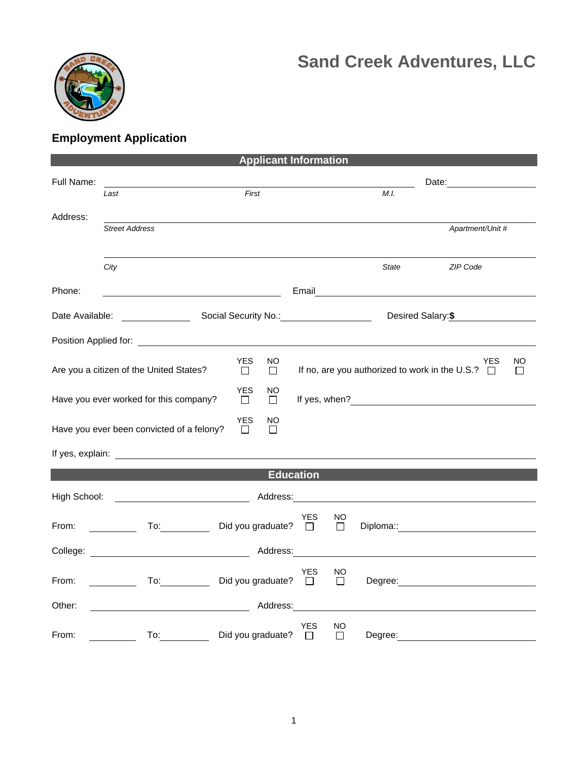# Sand Creek Adventures, LLC

## Employment Application

### Applicant Information

Full Name: ______________________________________________ Date: ______________

*Last* *First* *M.I.*

Address: ____________________________________________________________

*Street Address* *Apartment/Unit #*

____________________________________________________________

*City* *State* *ZIP Code*

Phone: ______________________ Email ______________________________

Date Available: ____________ Social Security No.: ______________ Desired Salary: **$** ____________

Position Applied for: ______________________________________________

Are you a citizen of the United States? YES ☐ NO ☐ If no, are you authorized to work in the U.S.? YES ☐ NO ☐

Have you ever worked for this company? YES ☐ NO ☐ If yes, when? ______________________

Have you ever been convicted of a felony? YES ☐ NO ☐

If yes, explain: ______________________________________________

### Education

High School: ______________________ Address: ______________________

From: __________ To: __________ Did you graduate? YES ☐ NO ☐ Diploma:: ______________

College: ______________________ Address: ______________________

From: __________ To: __________ Did you graduate? YES ☐ NO ☐ Degree: ______________

Other: ______________________ Address: ______________________

From: __________ To: __________ Did you graduate? YES ☐ NO ☐ Degree: ______________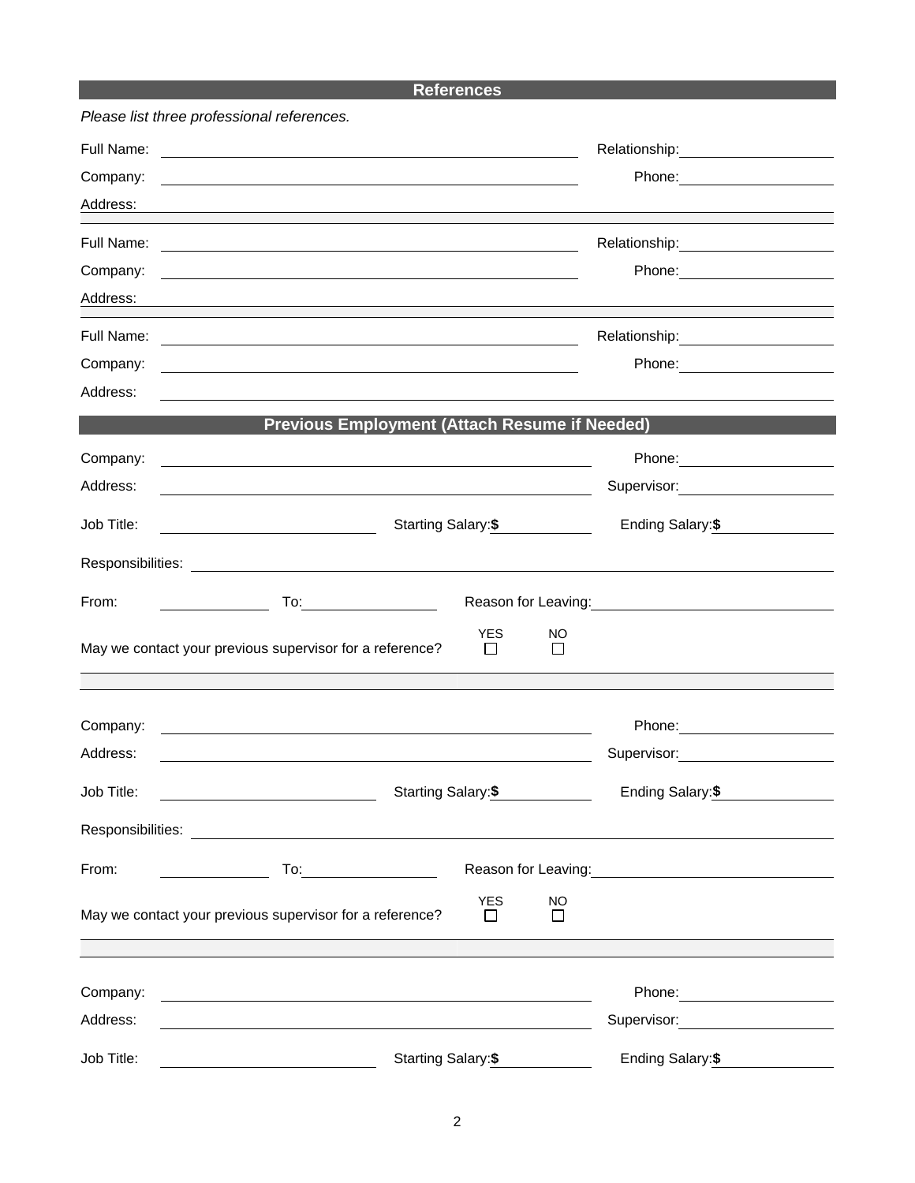## References

*Please list three professional references.*

Full Name: ______________________________ Relationship: ______________

Company: ______________________________ Phone: ______________

Address: ______________________________

Full Name: ______________________________ Relationship: ______________

Company: ______________________________ Phone: ______________

Address: ______________________________

Full Name: ______________________________ Relationship: ______________

Company: ______________________________ Phone: ______________

Address: ______________________________

## Previous Employment (Attach Resume if Needed)

Company: ______________________________ Phone: ______________

Address: ______________________________ Supervisor: ______________

Job Title: ______________ Starting Salary: **$** ______________ Ending Salary: **$** ______________

Responsibilities: ______________________________

From: ______________ To: ______________ Reason for Leaving: ______________

May we contact your previous supervisor for a reference? YES ☐ NO ☐

Company: ______________________________ Phone: ______________

Address: ______________________________ Supervisor: ______________

Job Title: ______________ Starting Salary: **$** ______________ Ending Salary: **$** ______________

Responsibilities: ______________________________

From: ______________ To: ______________ Reason for Leaving: ______________

May we contact your previous supervisor for a reference? YES ☐ NO ☐

Company: ______________________________ Phone: ______________

Address: ______________________________ Supervisor: ______________

Job Title: ______________ Starting Salary: **$** ______________ Ending Salary: **$** ______________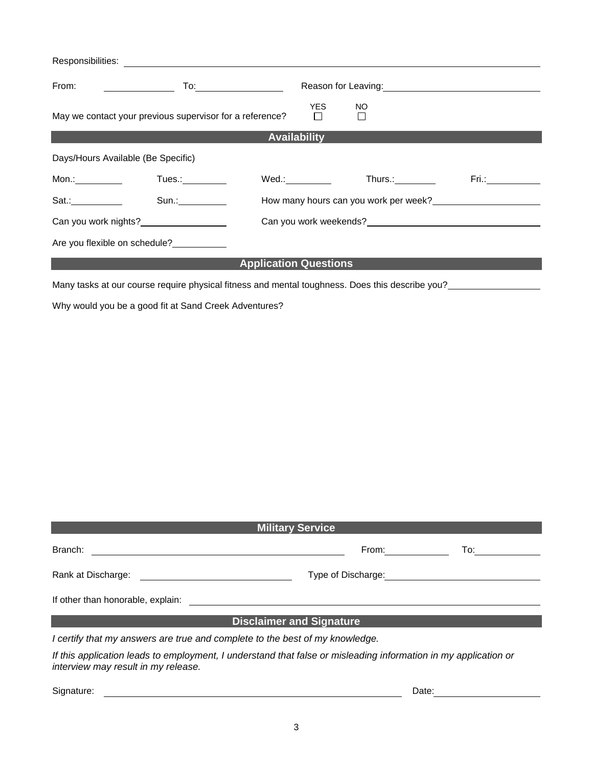Responsibilities: \_\_\_\_\_\_\_\_\_\_\_\_\_\_\_\_\_\_\_\_\_\_\_\_\_\_\_\_\_\_\_\_\_\_\_\_\_\_\_\_

From: \_\_\_\_\_\_\_\_\_\_ To: \_\_\_\_\_\_\_\_\_\_ Reason for Leaving: \_\_\_\_\_\_\_\_\_\_\_\_\_\_\_\_\_\_\_\_

May we contact your previous supervisor for a reference? YES ☐ NO ☐

## Availability

Days/Hours Available (Be Specific)

Mon.: \_\_\_\_\_\_\_\_ Tues.: \_\_\_\_\_\_\_\_ Wed.: \_\_\_\_\_\_\_\_ Thurs.: \_\_\_\_\_\_\_\_ Fri.: \_\_\_\_\_\_\_\_

Sat.: \_\_\_\_\_\_\_\_ Sun.: \_\_\_\_\_\_\_\_ How many hours can you work per week? \_\_\_\_\_\_\_\_\_\_

Can you work nights? \_\_\_\_\_\_\_\_\_\_ Can you work weekends? \_\_\_\_\_\_\_\_\_\_

Are you flexible on schedule? \_\_\_\_\_\_\_\_\_\_

## Application Questions

Many tasks at our course require physical fitness and mental toughness. Does this describe you? \_\_\_\_\_\_\_\_\_\_

Why would you be a good fit at Sand Creek Adventures?

## Military Service

Branch: \_\_\_\_\_\_\_\_\_\_\_\_\_\_\_\_\_\_\_\_ From: \_\_\_\_\_\_\_\_\_\_ To: \_\_\_\_\_\_\_\_\_\_

Rank at Discharge: \_\_\_\_\_\_\_\_\_\_\_\_\_\_\_\_\_\_\_\_ Type of Discharge: \_\_\_\_\_\_\_\_\_\_\_\_\_\_\_\_\_\_\_\_

If other than honorable, explain: \_\_\_\_\_\_\_\_\_\_\_\_\_\_\_\_\_\_\_\_\_\_\_\_\_\_\_\_\_\_\_\_\_\_\_\_\_\_\_\_

## Disclaimer and Signature

*I certify that my answers are true and complete to the best of my knowledge.*

*If this application leads to employment, I understand that false or misleading information in my application or interview may result in my release.*

Signature: \_\_\_\_\_\_\_\_\_\_\_\_\_\_\_\_\_\_\_\_\_\_\_\_\_\_\_\_\_\_\_\_\_\_\_\_\_\_\_\_ Date: \_\_\_\_\_\_\_\_\_\_\_\_\_\_\_\_\_\_\_\_